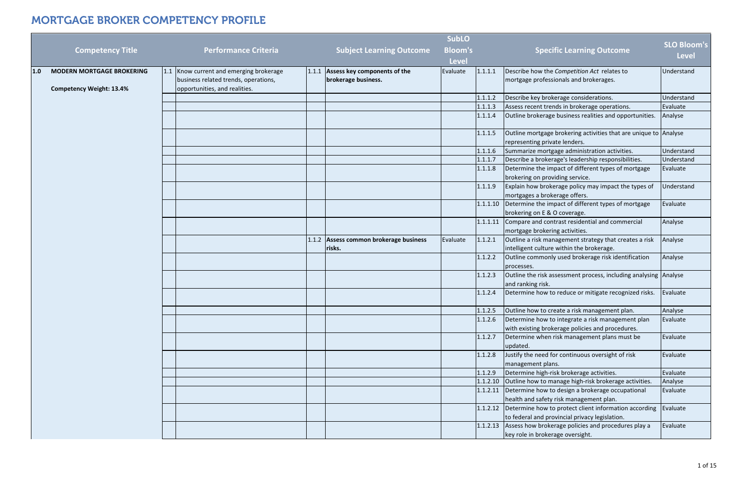# MORTGAGE BROKER COMPETENCY PROFILE

| | Competency Title | | Performance Criteria | | Subject Learning Outcome | SubLO Bloom's Level | | Specific Learning Outcome | SLO Bloom's Level |
|---|---|---|---|---|---|---|---|---|---|
| 1.0 | **MODERN MORTGAGE BROKERING**<br><br>**Competency Weight: 13.4%** | 1.1 | Know current and emerging brokerage business related trends, operations, opportunities, and realities. | 1.1.1 | **Assess key components of the brokerage business.** | Evaluate | 1.1.1.1 | Describe how the *Competition Act* relates to mortgage professionals and brokerages. | Understand |
| | | | | | | | 1.1.1.2 | Describe key brokerage considerations. | Understand |
| | | | | | | | 1.1.1.3 | Assess recent trends in brokerage operations. | Evaluate |
| | | | | | | | 1.1.1.4 | Outline brokerage business realities and opportunities. | Analyse |
| | | | | | | | 1.1.1.5 | Outline mortgage brokering activities that are unique to representing private lenders. | Analyse |
| | | | | | | | 1.1.1.6 | Summarize mortgage administration activities. | Understand |
| | | | | | | | 1.1.1.7 | Describe a brokerage's leadership responsibilities. | Understand |
| | | | | | | | 1.1.1.8 | Determine the impact of different types of mortgage brokering on providing service. | Evaluate |
| | | | | | | | 1.1.1.9 | Explain how brokerage policy may impact the types of mortgages a brokerage offers. | Understand |
| | | | | | | | 1.1.1.10 | Determine the impact of different types of mortgage brokering on E & O coverage. | Evaluate |
| | | | | | | | 1.1.1.11 | Compare and contrast residential and commercial mortgage brokering activities. | Analyse |
| | | | | 1.1.2 | **Assess common brokerage business risks.** | Evaluate | 1.1.2.1 | Outline a risk management strategy that creates a risk intelligent culture within the brokerage. | Analyse |
| | | | | | | | 1.1.2.2 | Outline commonly used brokerage risk identification processes. | Analyse |
| | | | | | | | 1.1.2.3 | Outline the risk assessment process, including analysing and ranking risk. | Analyse |
| | | | | | | | 1.1.2.4 | Determine how to reduce or mitigate recognized risks. | Evaluate |
| | | | | | | | 1.1.2.5 | Outline how to create a risk management plan. | Analyse |
| | | | | | | | 1.1.2.6 | Determine how to integrate a risk management plan with existing brokerage policies and procedures. | Evaluate |
| | | | | | | | 1.1.2.7 | Determine when risk management plans must be updated. | Evaluate |
| | | | | | | | 1.1.2.8 | Justify the need for continuous oversight of risk management plans. | Evaluate |
| | | | | | | | 1.1.2.9 | Determine high-risk brokerage activities. | Evaluate |
| | | | | | | | 1.1.2.10 | Outline how to manage high-risk brokerage activities. | Analyse |
| | | | | | | | 1.1.2.11 | Determine how to design a brokerage occupational health and safety risk management plan. | Evaluate |
| | | | | | | | 1.1.2.12 | Determine how to protect client information according to federal and provincial privacy legislation. | Evaluate |
| | | | | | | | 1.1.2.13 | Assess how brokerage policies and procedures play a key role in brokerage oversight. | Evaluate |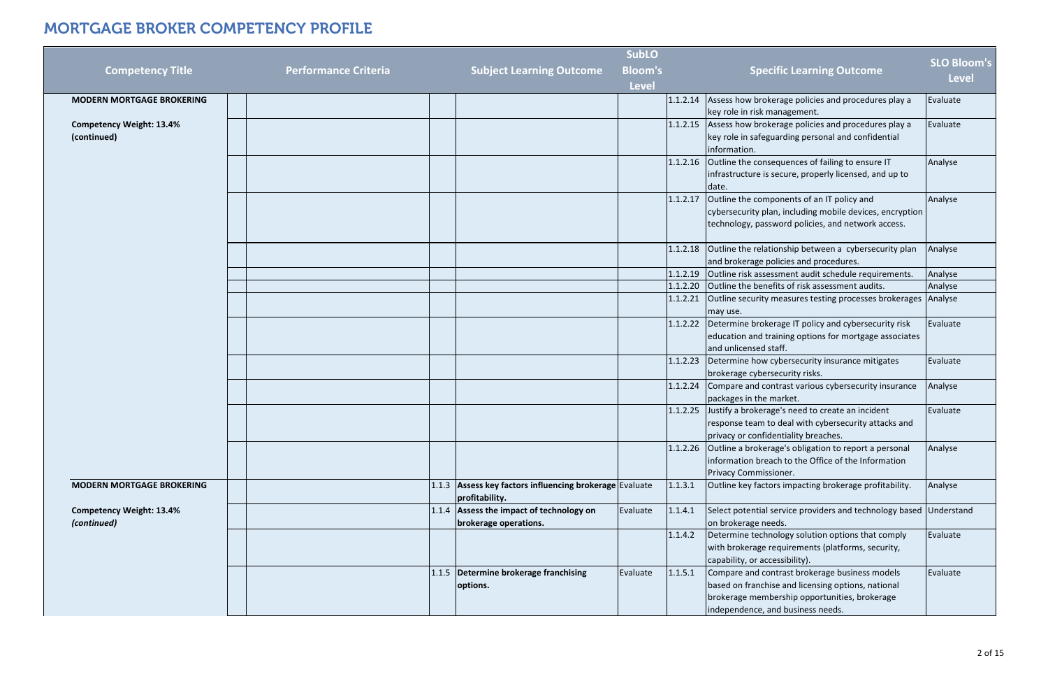# MORTGAGE BROKER COMPETENCY PROFILE

| Competency Title | | Performance Criteria | | Subject Learning Outcome | SubLO Bloom's Level | | Specific Learning Outcome | SLO Bloom's Level |
|---|---|---|---|---|---|---|---|---|
| **MODERN MORTGAGE BROKERING** | | | | | | 1.1.2.14 | Assess how brokerage policies and procedures play a key role in risk management. | Evaluate |
| **Competency Weight: 13.4% (continued)** | | | | | | 1.1.2.15 | Assess how brokerage policies and procedures play a key role in safeguarding personal and confidential information. | Evaluate |
| | | | | | | 1.1.2.16 | Outline the consequences of failing to ensure IT infrastructure is secure, properly licensed, and up to date. | Analyse |
| | | | | | | 1.1.2.17 | Outline the components of an IT policy and cybersecurity plan, including mobile devices, encryption technology, password policies, and network access. | Analyse |
| | | | | | | 1.1.2.18 | Outline the relationship between a cybersecurity plan and brokerage policies and procedures. | Analyse |
| | | | | | | 1.1.2.19 | Outline risk assessment audit schedule requirements. | Analyse |
| | | | | | | 1.1.2.20 | Outline the benefits of risk assessment audits. | Analyse |
| | | | | | | 1.1.2.21 | Outline security measures testing processes brokerages may use. | Analyse |
| | | | | | | 1.1.2.22 | Determine brokerage IT policy and cybersecurity risk education and training options for mortgage associates and unlicensed staff. | Evaluate |
| | | | | | | 1.1.2.23 | Determine how cybersecurity insurance mitigates brokerage cybersecurity risks. | Evaluate |
| | | | | | | 1.1.2.24 | Compare and contrast various cybersecurity insurance packages in the market. | Analyse |
| | | | | | | 1.1.2.25 | Justify a brokerage's need to create an incident response team to deal with cybersecurity attacks and privacy or confidentiality breaches. | Evaluate |
| | | | | | | 1.1.2.26 | Outline a brokerage's obligation to report a personal information breach to the Office of the Information Privacy Commissioner. | Analyse |
| **MODERN MORTGAGE BROKERING** | | | 1.1.3 | **Assess key factors influencing brokerage profitability.** | Evaluate | 1.1.3.1 | Outline key factors impacting brokerage profitability. | Analyse |
| **Competency Weight: 13.4%** *(continued)* | | | 1.1.4 | **Assess the impact of technology on brokerage operations.** | Evaluate | 1.1.4.1 | Select potential service providers and technology based on brokerage needs. | Understand |
| | | | | | | 1.1.4.2 | Determine technology solution options that comply with brokerage requirements (platforms, security, capability, or accessibility). | Evaluate |
| | | | 1.1.5 | **Determine brokerage franchising options.** | Evaluate | 1.1.5.1 | Compare and contrast brokerage business models based on franchise and licensing options, national brokerage membership opportunities, brokerage independence, and business needs. | Evaluate |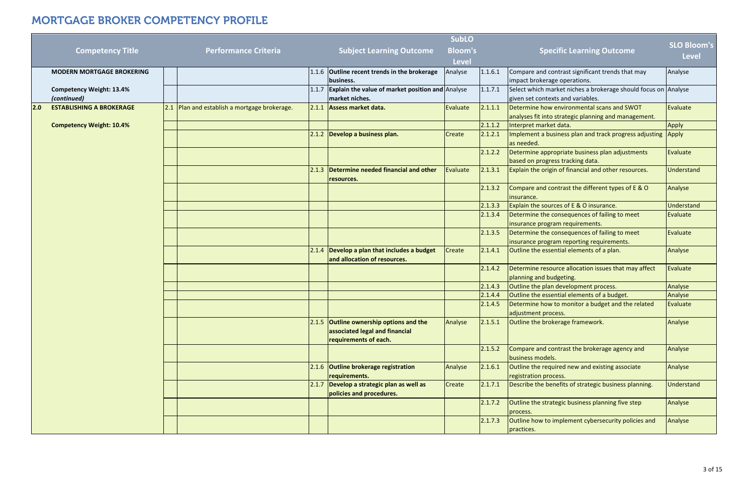# MORTGAGE BROKER COMPETENCY PROFILE

| | Competency Title | | Performance Criteria | | Subject Learning Outcome | SubLO Bloom's Level | | Specific Learning Outcome | SLO Bloom's Level |
|---|---|---|---|---|---|---|---|---|---|
| | **MODERN MORTGAGE BROKERING** | | | 1.1.6 | **Outline recent trends in the brokerage business.** | Analyse | 1.1.6.1 | Compare and contrast significant trends that may impact brokerage operations. | Analyse |
| | **Competency Weight: 13.4%** ***(continued)*** | | | 1.1.7 | **Explain the value of market position and market niches.** | Analyse | 1.1.7.1 | Select which market niches a brokerage should focus on given set contexts and variables. | Analyse |
| **2.0** | **ESTABLISHING A BROKERAGE** | 2.1 | Plan and establish a mortgage brokerage. | 2.1.1 | **Assess market data.** | Evaluate | 2.1.1.1 | Determine how environmental scans and SWOT analyses fit into strategic planning and management. | Evaluate |
| | **Competency Weight: 10.4%** | | | | | | 2.1.1.2 | Interpret market data. | Apply |
| | | | | 2.1.2 | **Develop a business plan.** | Create | 2.1.2.1 | Implement a business plan and track progress adjusting as needed. | Apply |
| | | | | | | | 2.1.2.2 | Determine appropriate business plan adjustments based on progress tracking data. | Evaluate |
| | | | | 2.1.3 | **Determine needed financial and other resources.** | Evaluate | 2.1.3.1 | Explain the origin of financial and other resources. | Understand |
| | | | | | | | 2.1.3.2 | Compare and contrast the different types of E & O insurance. | Analyse |
| | | | | | | | 2.1.3.3 | Explain the sources of E & O insurance. | Understand |
| | | | | | | | 2.1.3.4 | Determine the consequences of failing to meet insurance program requirements. | Evaluate |
| | | | | | | | 2.1.3.5 | Determine the consequences of failing to meet insurance program reporting requirements. | Evaluate |
| | | | | 2.1.4 | **Develop a plan that includes a budget and allocation of resources.** | Create | 2.1.4.1 | Outline the essential elements of a plan. | Analyse |
| | | | | | | | 2.1.4.2 | Determine resource allocation issues that may affect planning and budgeting. | Evaluate |
| | | | | | | | 2.1.4.3 | Outline the plan development process. | Analyse |
| | | | | | | | 2.1.4.4 | Outline the essential elements of a budget. | Analyse |
| | | | | | | | 2.1.4.5 | Determine how to monitor a budget and the related adjustment process. | Evaluate |
| | | | | 2.1.5 | **Outline ownership options and the associated legal and financial requirements of each.** | Analyse | 2.1.5.1 | Outline the brokerage framework. | Analyse |
| | | | | | | | 2.1.5.2 | Compare and contrast the brokerage agency and business models. | Analyse |
| | | | | 2.1.6 | **Outline brokerage registration requirements.** | Analyse | 2.1.6.1 | Outline the required new and existing associate registration process. | Analyse |
| | | | | 2.1.7 | **Develop a strategic plan as well as policies and procedures.** | Create | 2.1.7.1 | Describe the benefits of strategic business planning. | Understand |
| | | | | | | | 2.1.7.2 | Outline the strategic business planning five step process. | Analyse |
| | | | | | | | 2.1.7.3 | Outline how to implement cybersecurity policies and practices. | Analyse |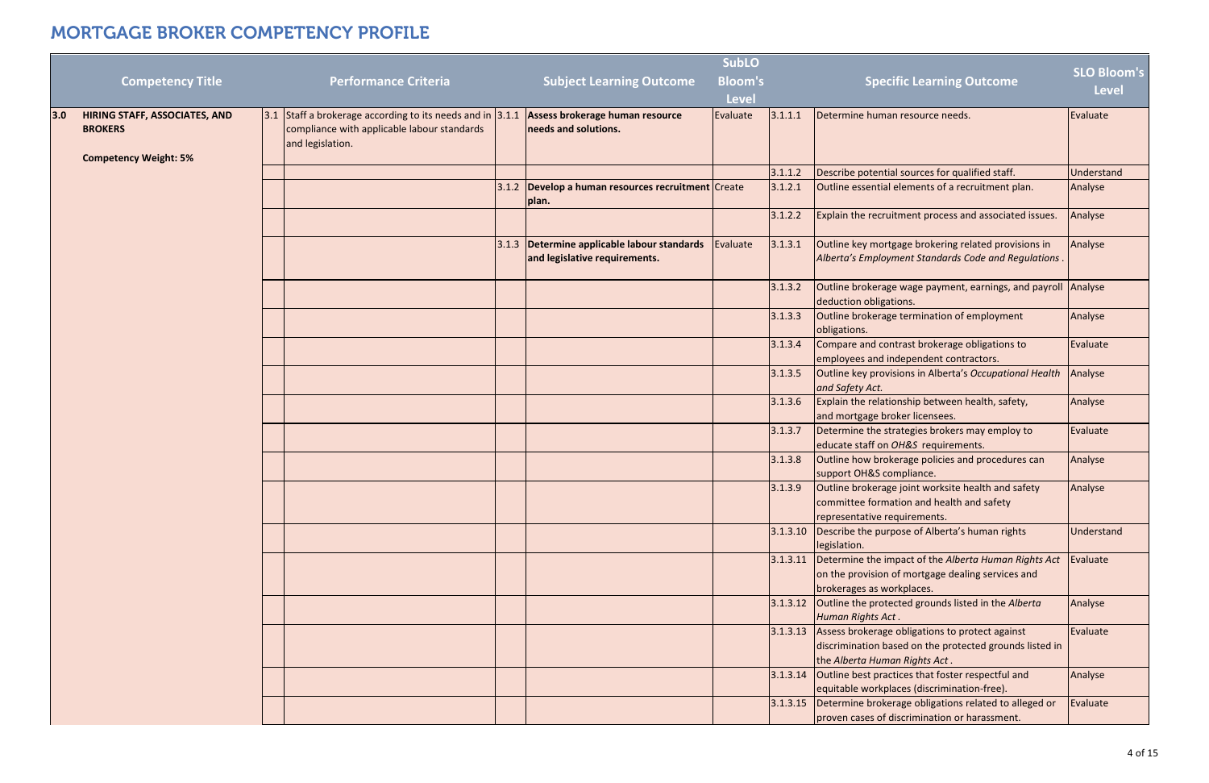# MORTGAGE BROKER COMPETENCY PROFILE

| | Competency Title | | Performance Criteria | | Subject Learning Outcome | SubLO Bloom's Level | | Specific Learning Outcome | SLO Bloom's Level |
|---|---|---|---|---|---|---|---|---|---|
| 3.0 | **HIRING STAFF, ASSOCIATES, AND BROKERS**<br><br>**Competency Weight: 5%** | 3.1 | Staff a brokerage according to its needs and in compliance with applicable labour standards and legislation. | 3.1.1 | **Assess brokerage human resource needs and solutions.** | Evaluate | 3.1.1.1 | Determine human resource needs. | Evaluate |
| | | | | | | | 3.1.1.2 | Describe potential sources for qualified staff. | Understand |
| | | | | 3.1.2 | **Develop a human resources recruitment plan.** | Create | 3.1.2.1 | Outline essential elements of a recruitment plan. | Analyse |
| | | | | | | | 3.1.2.2 | Explain the recruitment process and associated issues. | Analyse |
| | | | | 3.1.3 | **Determine applicable labour standards and legislative requirements.** | Evaluate | 3.1.3.1 | Outline key mortgage brokering related provisions in *Alberta's Employment Standards Code and Regulations*. | Analyse |
| | | | | | | | 3.1.3.2 | Outline brokerage wage payment, earnings, and payroll deduction obligations. | Analyse |
| | | | | | | | 3.1.3.3 | Outline brokerage termination of employment obligations. | Analyse |
| | | | | | | | 3.1.3.4 | Compare and contrast brokerage obligations to employees and independent contractors. | Evaluate |
| | | | | | | | 3.1.3.5 | Outline key provisions in Alberta's *Occupational Health and Safety Act.* | Analyse |
| | | | | | | | 3.1.3.6 | Explain the relationship between health, safety, and mortgage broker licensees. | Analyse |
| | | | | | | | 3.1.3.7 | Determine the strategies brokers may employ to educate staff on *OH&S* requirements. | Evaluate |
| | | | | | | | 3.1.3.8 | Outline how brokerage policies and procedures can support OH&S compliance. | Analyse |
| | | | | | | | 3.1.3.9 | Outline brokerage joint worksite health and safety committee formation and health and safety representative requirements. | Analyse |
| | | | | | | | 3.1.3.10 | Describe the purpose of Alberta's human rights legislation. | Understand |
| | | | | | | | 3.1.3.11 | Determine the impact of the *Alberta Human Rights Act* on the provision of mortgage dealing services and brokerages as workplaces. | Evaluate |
| | | | | | | | 3.1.3.12 | Outline the protected grounds listed in the *Alberta Human Rights Act*. | Analyse |
| | | | | | | | 3.1.3.13 | Assess brokerage obligations to protect against discrimination based on the protected grounds listed in the *Alberta Human Rights Act*. | Evaluate |
| | | | | | | | 3.1.3.14 | Outline best practices that foster respectful and equitable workplaces (discrimination-free). | Analyse |
| | | | | | | | 3.1.3.15 | Determine brokerage obligations related to alleged or proven cases of discrimination or harassment. | Evaluate |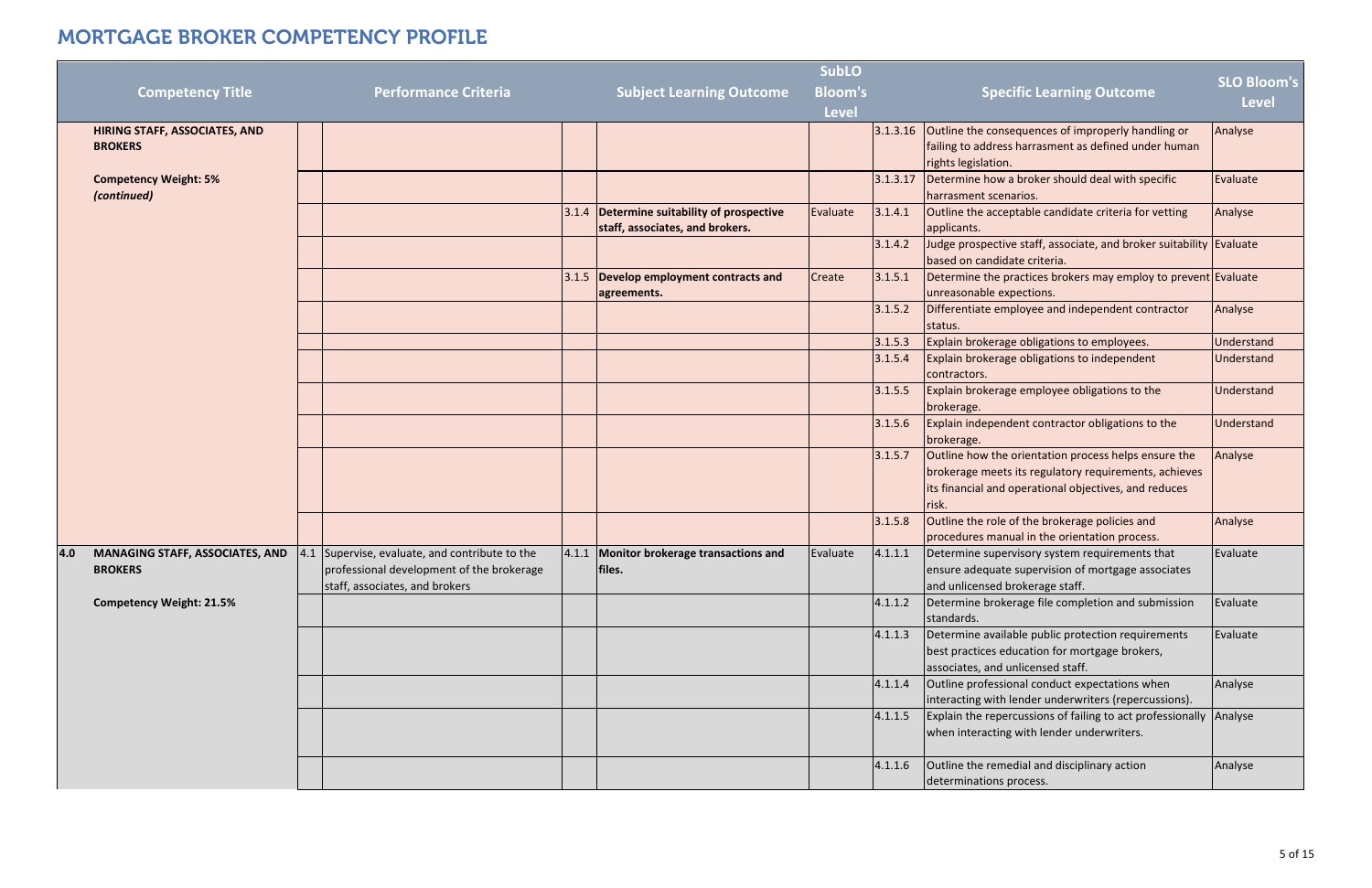# MORTGAGE BROKER COMPETENCY PROFILE

| | Competency Title | | Performance Criteria | | Subject Learning Outcome | SubLO Bloom's Level | | Specific Learning Outcome | SLO Bloom's Level |
|---|---|---|---|---|---|---|---|---|---|
| | **HIRING STAFF, ASSOCIATES, AND BROKERS** | | | | | | 3.1.3.16 | Outline the consequences of improperly handling or failing to address harrasment as defined under human rights legislation. | Analyse |
| | **Competency Weight: 5%** ***(continued)*** | | | | | | 3.1.3.17 | Determine how a broker should deal with specific harrassment scenarios. | Evaluate |
| | | | | 3.1.4 | **Determine suitability of prospective staff, associates, and brokers.** | Evaluate | 3.1.4.1 | Outline the acceptable candidate criteria for vetting applicants. | Analyse |
| | | | | | | | 3.1.4.2 | Judge prospective staff, associate, and broker suitability based on candidate criteria. | Evaluate |
| | | | | 3.1.5 | **Develop employment contracts and agreements.** | Create | 3.1.5.1 | Determine the practices brokers may employ to prevent unreasonable expections. | Evaluate |
| | | | | | | | 3.1.5.2 | Differentiate employee and independent contractor status. | Analyse |
| | | | | | | | 3.1.5.3 | Explain brokerage obligations to employees. | Understand |
| | | | | | | | 3.1.5.4 | Explain brokerage obligations to independent contractors. | Understand |
| | | | | | | | 3.1.5.5 | Explain brokerage employee obligations to the brokerage. | Understand |
| | | | | | | | 3.1.5.6 | Explain independent contractor obligations to the brokerage. | Understand |
| | | | | | | | 3.1.5.7 | Outline how the orientation process helps ensure the brokerage meets its regulatory requirements, achieves its financial and operational objectives, and reduces risk. | Analyse |
| | | | | | | | 3.1.5.8 | Outline the role of the brokerage policies and procedures manual in the orientation process. | Analyse |
| 4.0 | **MANAGING STAFF, ASSOCIATES, AND BROKERS** | 4.1 | Supervise, evaluate, and contribute to the professional development of the brokerage staff, associates, and brokers | 4.1.1 | **Monitor brokerage transactions and files.** | Evaluate | 4.1.1.1 | Determine supervisory system requirements that ensure adequate supervision of mortgage associates and unlicensed brokerage staff. | Evaluate |
| | **Competency Weight: 21.5%** | | | | | | 4.1.1.2 | Determine brokerage file completion and submission standards. | Evaluate |
| | | | | | | | 4.1.1.3 | Determine available public protection requirements best practices education for mortgage brokers, associates, and unlicensed staff. | Evaluate |
| | | | | | | | 4.1.1.4 | Outline professional conduct expectations when interacting with lender underwriters (repercussions). | Analyse |
| | | | | | | | 4.1.1.5 | Explain the repercussions of failing to act professionally when interacting with lender underwriters. | Analyse |
| | | | | | | | 4.1.1.6 | Outline the remedial and disciplinary action determinations process. | Analyse |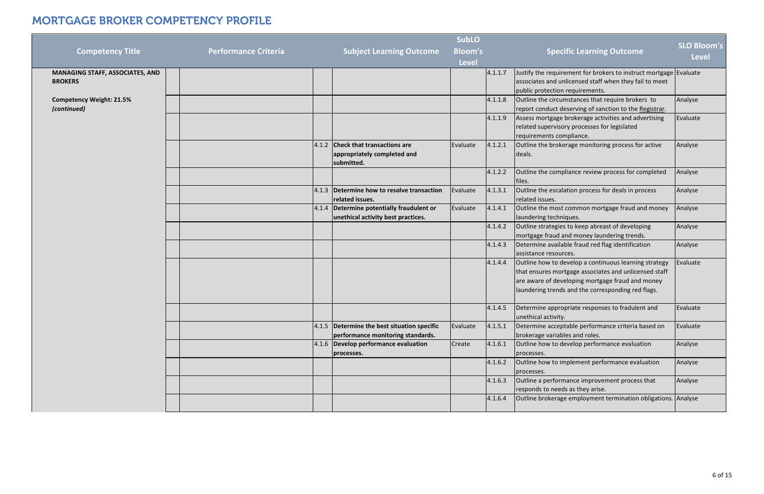# MORTGAGE BROKER COMPETENCY PROFILE

| Competency Title | | Performance Criteria | | Subject Learning Outcome | SubLO Bloom's Level | | Specific Learning Outcome | SLO Bloom's Level |
|---|---|---|---|---|---|---|---|---|
| **MANAGING STAFF, ASSOCIATES, AND BROKERS** | | | | | | 4.1.1.7 | Justify the requirement for brokers to instruct mortgage associates and unlicensed staff when they fail to meet public protection requirements. | Evaluate |
| **Competency Weight: 21.5%** *(continued)* | | | | | | 4.1.1.8 | Outline the circumstances that require brokers to report conduct deserving of sanction to the Registrar. | Analyse |
| | | | | | | 4.1.1.9 | Assess mortgage brokerage activities and advertising related supervisory processes for legislated requirements compliance. | Evaluate |
| | | | 4.1.2 | **Check that transactions are appropriately completed and submitted.** | Evaluate | 4.1.2.1 | Outline the brokerage monitoring process for active deals. | Analyse |
| | | | | | | 4.1.2.2 | Outline the compliance review process for completed files. | Analyse |
| | | | 4.1.3 | **Determine how to resolve transaction related issues.** | Evaluate | 4.1.3.1 | Outline the escalation process for deals in process related issues. | Analyse |
| | | | 4.1.4 | **Determine potentially fraudulent or unethical activity best practices.** | Evaluate | 4.1.4.1 | Outline the most common mortgage fraud and money laundering techniques. | Analyse |
| | | | | | | 4.1.4.2 | Outline strategies to keep abreast of developing mortgage fraud and money laundering trends. | Analyse |
| | | | | | | 4.1.4.3 | Determine available fraud red flag identification assistance resources. | Analyse |
| | | | | | | 4.1.4.4 | Outline how to develop a continuous learning strategy that ensures mortgage associates and unlicensed staff are aware of developing mortgage fraud and money laundering trends and the corresponding red flags. | Evaluate |
| | | | | | | 4.1.4.5 | Determine appropriate responses to fradulent and unethical activity. | Evaluate |
| | | | 4.1.5 | **Determine the best situation specific performance monitoring standards.** | Evaluate | 4.1.5.1 | Determine acceptable performance criteria based on brokerage variables and roles. | Evaluate |
| | | | 4.1.6 | **Develop performance evaluation processes.** | Create | 4.1.6.1 | Outline how to develop performance evaluation processes. | Analyse |
| | | | | | | 4.1.6.2 | Outline how to implement performance evaluation processes. | Analyse |
| | | | | | | 4.1.6.3 | Outline a performance improvement process that responds to needs as they arise. | Analyse |
| | | | | | | 4.1.6.4 | Outline brokerage employment termination obligations. | Analyse |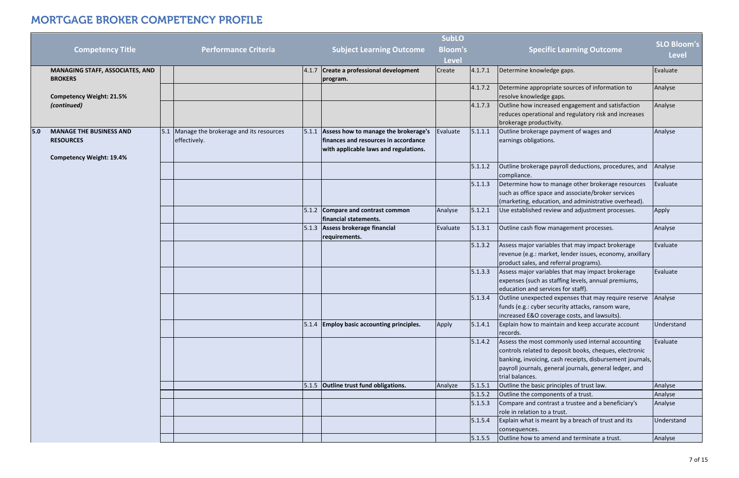# MORTGAGE BROKER COMPETENCY PROFILE

| | Competency Title | | Performance Criteria | | Subject Learning Outcome | SubLO Bloom's Level | | Specific Learning Outcome | SLO Bloom's Level |
|---|---|---|---|---|---|---|---|---|---|
| | **MANAGING STAFF, ASSOCIATES, AND BROKERS** | | | 4.1.7 | **Create a professional development program.** | Create | 4.1.7.1 | Determine knowledge gaps. | Evaluate |
| | **Competency Weight: 21.5%** | | | | | | 4.1.7.2 | Determine appropriate sources of information to resolve knowledge gaps. | Analyse |
| | ***(continued)*** | | | | | | 4.1.7.3 | Outline how increased engagement and satisfaction reduces operational and regulatory risk and increases brokerage productivity. | Analyse |
| **5.0** | **MANAGE THE BUSINESS AND RESOURCES** | 5.1 | Manage the brokerage and its resources effectively. | 5.1.1 | **Assess how to manage the brokerage's finances and resources in accordance with applicable laws and regulations.** | Evaluate | 5.1.1.1 | Outline brokerage payment of wages and earnings obligations. | Analyse |
| | **Competency Weight: 19.4%** | | | | | | 5.1.1.2 | Outline brokerage payroll deductions, procedures, and compliance. | Analyse |
| | | | | | | | 5.1.1.3 | Determine how to manage other brokerage resources such as office space and associate/broker services (marketing, education, and administrative overhead). | Evaluate |
| | | | | 5.1.2 | **Compare and contrast common financial statements.** | Analyse | 5.1.2.1 | Use established review and adjustment processes. | Apply |
| | | | | 5.1.3 | **Assess brokerage financial requirements.** | Evaluate | 5.1.3.1 | Outline cash flow management processes. | Analyse |
| | | | | | | | 5.1.3.2 | Assess major variables that may impact brokerage revenue (e.g.: market, lender issues, economy, anxillary product sales, and referral programs). | Evaluate |
| | | | | | | | 5.1.3.3 | Assess major variables that may impact brokerage expenses (such as staffing levels, annual premiums, education and services for staff). | Evaluate |
| | | | | | | | 5.1.3.4 | Outline unexpected expenses that may require reserve funds (e.g.: cyber security attacks, ransom ware, increased E&O coverage costs, and lawsuits). | Analyse |
| | | | | 5.1.4 | **Employ basic accounting principles.** | Apply | 5.1.4.1 | Explain how to maintain and keep accurate account records. | Understand |
| | | | | | | | 5.1.4.2 | Assess the most commonly used internal accounting controls related to deposit books, cheques, electronic banking, invoicing, cash receipts, disbursement journals, payroll journals, general journals, general ledger, and trial balances. | Evaluate |
| | | | | 5.1.5 | **Outline trust fund obligations.** | Analyze | 5.1.5.1 | Outline the basic principles of trust law. | Analyse |
| | | | | | | | 5.1.5.2 | Outline the components of a trust. | Analyse |
| | | | | | | | 5.1.5.3 | Compare and contrast a trustee and a beneficiary's role in relation to a trust. | Analyse |
| | | | | | | | 5.1.5.4 | Explain what is meant by a breach of trust and its consequences. | Understand |
| | | | | | | | 5.1.5.5 | Outline how to amend and terminate a trust. | Analyse |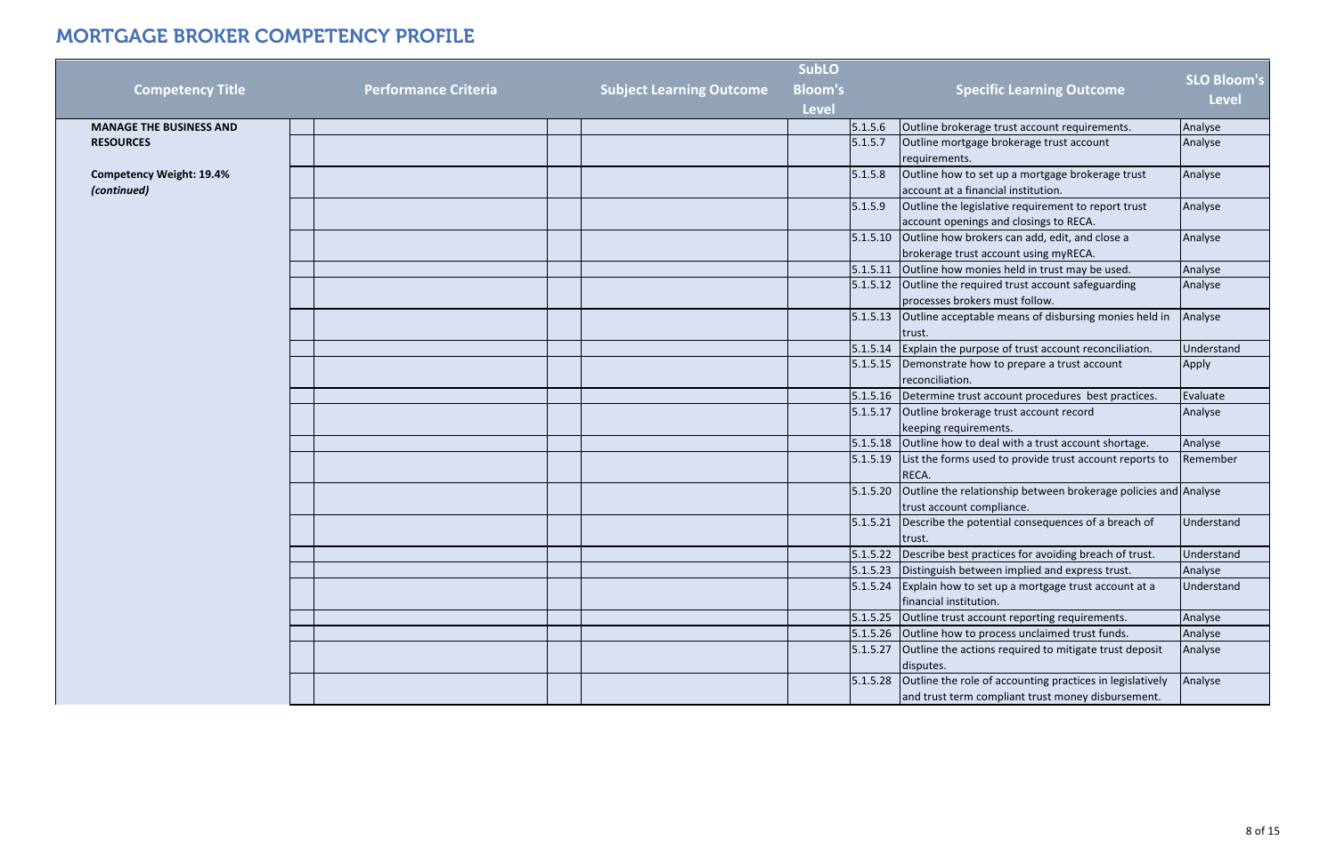# MORTGAGE BROKER COMPETENCY PROFILE

| Competency Title | | Performance Criteria | | Subject Learning Outcome | SubLO Bloom's Level | | Specific Learning Outcome | SLO Bloom's Level |
|---|---|---|---|---|---|---|---|---|
| **MANAGE THE BUSINESS AND RESOURCES**<br><br>**Competency Weight: 19.4%**<br>***(continued)*** | | | | | | 5.1.5.6 | Outline brokerage trust account requirements. | Analyse |
| | | | | | | 5.1.5.7 | Outline mortgage brokerage trust account requirements. | Analyse |
| | | | | | | 5.1.5.8 | Outline how to set up a mortgage brokerage trust account at a financial institution. | Analyse |
| | | | | | | 5.1.5.9 | Outline the legislative requirement to report trust account openings and closings to RECA. | Analyse |
| | | | | | | 5.1.5.10 | Outline how brokers can add, edit, and close a brokerage trust account using myRECA. | Analyse |
| | | | | | | 5.1.5.11 | Outline how monies held in trust may be used. | Analyse |
| | | | | | | 5.1.5.12 | Outline the required trust account safeguarding processes brokers must follow. | Analyse |
| | | | | | | 5.1.5.13 | Outline acceptable means of disbursing monies held in trust. | Analyse |
| | | | | | | 5.1.5.14 | Explain the purpose of trust account reconciliation. | Understand |
| | | | | | | 5.1.5.15 | Demonstrate how to prepare a trust account reconciliation. | Apply |
| | | | | | | 5.1.5.16 | Determine trust account procedures best practices. | Evaluate |
| | | | | | | 5.1.5.17 | Outline brokerage trust account record keeping requirements. | Analyse |
| | | | | | | 5.1.5.18 | Outline how to deal with a trust account shortage. | Analyse |
| | | | | | | 5.1.5.19 | List the forms used to provide trust account reports to RECA. | Remember |
| | | | | | | 5.1.5.20 | Outline the relationship between brokerage policies and trust account compliance. | Analyse |
| | | | | | | 5.1.5.21 | Describe the potential consequences of a breach of trust. | Understand |
| | | | | | | 5.1.5.22 | Describe best practices for avoiding breach of trust. | Understand |
| | | | | | | 5.1.5.23 | Distinguish between implied and express trust. | Analyse |
| | | | | | | 5.1.5.24 | Explain how to set up a mortgage trust account at a financial institution. | Understand |
| | | | | | | 5.1.5.25 | Outline trust account reporting requirements. | Analyse |
| | | | | | | 5.1.5.26 | Outline how to process unclaimed trust funds. | Analyse |
| | | | | | | 5.1.5.27 | Outline the actions required to mitigate trust deposit disputes. | Analyse |
| | | | | | | 5.1.5.28 | Outline the role of accounting practices in legislatively and trust term compliant trust money disbursement. | Analyse |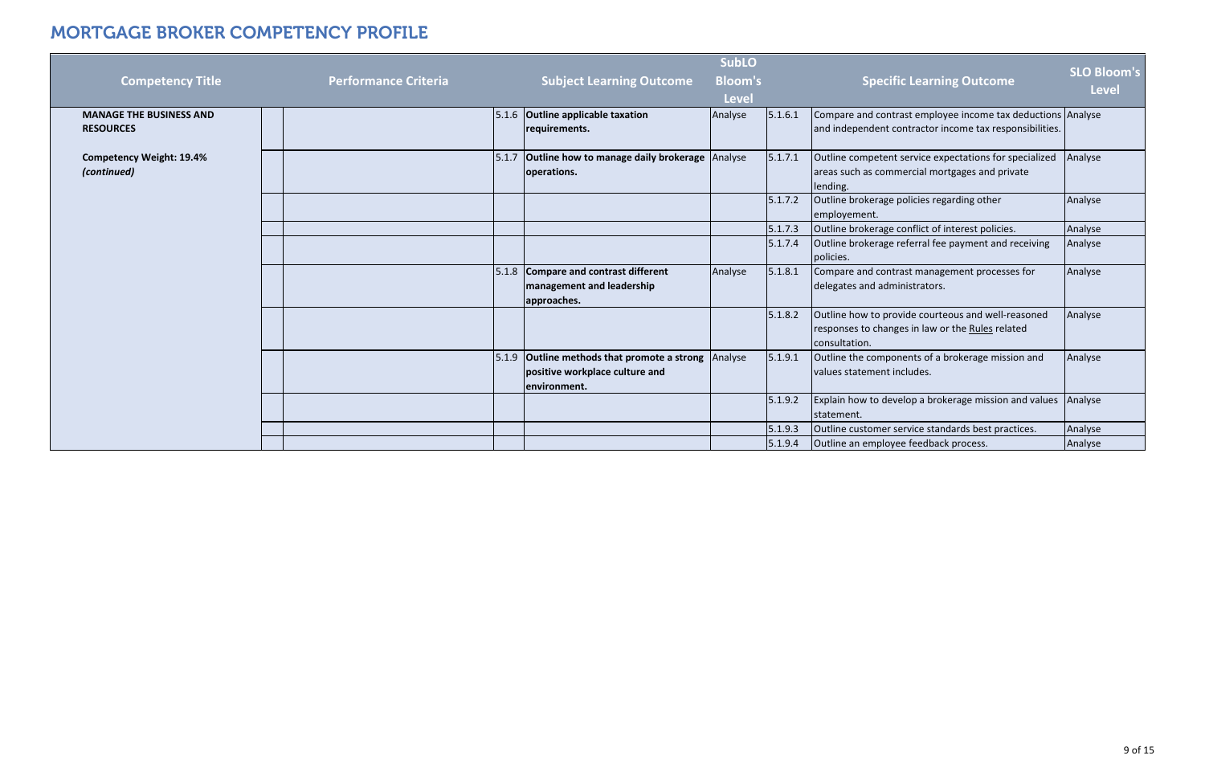# MORTGAGE BROKER COMPETENCY PROFILE

| Competency Title | | Performance Criteria | | Subject Learning Outcome | SubLO Bloom's Level | | Specific Learning Outcome | SLO Bloom's Level |
|---|---|---|---|---|---|---|---|---|
| **MANAGE THE BUSINESS AND RESOURCES** | | | 5.1.6 | **Outline applicable taxation requirements.** | Analyse | 5.1.6.1 | Compare and contrast employee income tax deductions and independent contractor income tax responsibilities. | Analyse |
| **Competency Weight: 19.4%** ***(continued)*** | | | 5.1.7 | **Outline how to manage daily brokerage operations.** | Analyse | 5.1.7.1 | Outline competent service expectations for specialized areas such as commercial mortgages and private lending. | Analyse |
| | | | | | | 5.1.7.2 | Outline brokerage policies regarding other employement. | Analyse |
| | | | | | | 5.1.7.3 | Outline brokerage conflict of interest policies. | Analyse |
| | | | | | | 5.1.7.4 | Outline brokerage referral fee payment and receiving policies. | Analyse |
| | | | 5.1.8 | **Compare and contrast different management and leadership approaches.** | Analyse | 5.1.8.1 | Compare and contrast management processes for delegates and administrators. | Analyse |
| | | | | | | 5.1.8.2 | Outline how to provide courteous and well-reasoned responses to changes in law or the Rules related consultation. | Analyse |
| | | | 5.1.9 | **Outline methods that promote a strong positive workplace culture and environment.** | Analyse | 5.1.9.1 | Outline the components of a brokerage mission and values statement includes. | Analyse |
| | | | | | | 5.1.9.2 | Explain how to develop a brokerage mission and values statement. | Analyse |
| | | | | | | 5.1.9.3 | Outline customer service standards best practices. | Analyse |
| | | | | | | 5.1.9.4 | Outline an employee feedback process. | Analyse |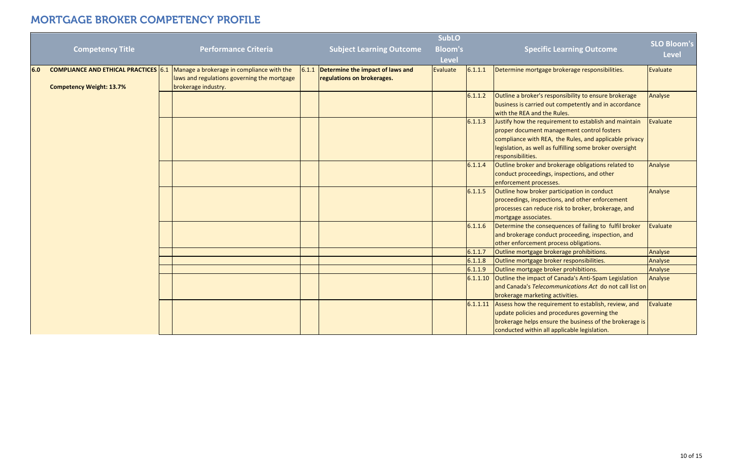# MORTGAGE BROKER COMPETENCY PROFILE

| | Competency Title | | Performance Criteria | | Subject Learning Outcome | SubLO Bloom's Level | | Specific Learning Outcome | SLO Bloom's Level |
|---|---|---|---|---|---|---|---|---|---|
| 6.0 | **COMPLIANCE AND ETHICAL PRACTICES**<br>**Competency Weight: 13.7%** | 6.1 | Manage a brokerage in compliance with the laws and regulations governing the mortgage brokerage industry. | 6.1.1 | **Determine the impact of laws and regulations on brokerages.** | Evaluate | 6.1.1.1 | Determine mortgage brokerage responsibilities. | Evaluate |
| | | | | | | | 6.1.1.2 | Outline a broker's responsibility to ensure brokerage business is carried out competently and in accordance with the REA and the Rules. | Analyse |
| | | | | | | | 6.1.1.3 | Justify how the requirement to establish and maintain proper document management control fosters compliance with REA, the Rules, and applicable privacy legislation, as well as fulfilling some broker oversight responsibilities. | Evaluate |
| | | | | | | | 6.1.1.4 | Outline broker and brokerage obligations related to conduct proceedings, inspections, and other enforcement processes. | Analyse |
| | | | | | | | 6.1.1.5 | Outline how broker participation in conduct proceedings, inspections, and other enforcement processes can reduce risk to broker, brokerage, and mortgage associates. | Analyse |
| | | | | | | | 6.1.1.6 | Determine the consequences of failing to fulfil broker and brokerage conduct proceeding, inspection, and other enforcement process obligations. | Evaluate |
| | | | | | | | 6.1.1.7 | Outline mortgage brokerage prohibitions. | Analyse |
| | | | | | | | 6.1.1.8 | Outline mortgage broker responsibilities. | Analyse |
| | | | | | | | 6.1.1.9 | Outline mortgage broker prohibitions. | Analyse |
| | | | | | | | 6.1.1.10 | Outline the impact of Canada's Anti-Spam Legislation and Canada's *Telecommunications Act* do not call list on brokerage marketing activities. | Analyse |
| | | | | | | | 6.1.1.11 | Assess how the requirement to establish, review, and update policies and procedures governing the brokerage helps ensure the business of the brokerage is conducted within all applicable legislation. | Evaluate |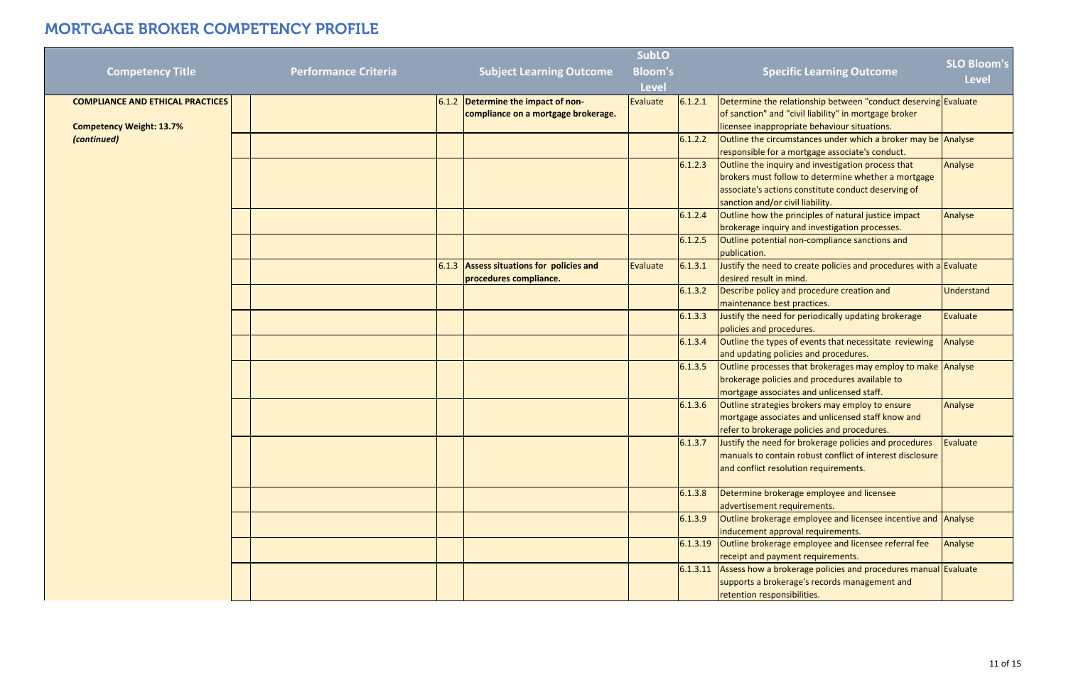# MORTGAGE BROKER COMPETENCY PROFILE

| Competency Title | | Performance Criteria | | Subject Learning Outcome | SubLO Bloom's Level | | Specific Learning Outcome | SLO Bloom's Level |
|---|---|---|---|---|---|---|---|---|
| **COMPLIANCE AND ETHICAL PRACTICES**<br><br>**Competency Weight: 13.7%**<br>***(continued)*** | | | 6.1.2 | **Determine the impact of non-compliance on a mortgage brokerage.** | Evaluate | 6.1.2.1 | Determine the relationship between "conduct deserving of sanction" and "civil liability" in mortgage broker licensee inappropriate behaviour situations. | Evaluate |
| | | | | | | 6.1.2.2 | Outline the circumstances under which a broker may be responsible for a mortgage associate's conduct. | Analyse |
| | | | | | | 6.1.2.3 | Outline the inquiry and investigation process that brokers must follow to determine whether a mortgage associate's actions constitute conduct deserving of sanction and/or civil liability. | Analyse |
| | | | | | | 6.1.2.4 | Outline how the principles of natural justice impact brokerage inquiry and investigation processes. | Analyse |
| | | | | | | 6.1.2.5 | Outline potential non-compliance sanctions and publication. | |
| | | | 6.1.3 | **Assess situations for policies and procedures compliance.** | Evaluate | 6.1.3.1 | Justify the need to create policies and procedures with a desired result in mind. | Evaluate |
| | | | | | | 6.1.3.2 | Describe policy and procedure creation and maintenance best practices. | Understand |
| | | | | | | 6.1.3.3 | Justify the need for periodically updating brokerage policies and procedures. | Evaluate |
| | | | | | | 6.1.3.4 | Outline the types of events that necessitate reviewing and updating policies and procedures. | Analyse |
| | | | | | | 6.1.3.5 | Outline processes that brokerages may employ to make brokerage policies and procedures available to mortgage associates and unlicensed staff. | Analyse |
| | | | | | | 6.1.3.6 | Outline strategies brokers may employ to ensure mortgage associates and unlicensed staff know and refer to brokerage policies and procedures. | Analyse |
| | | | | | | 6.1.3.7 | Justify the need for brokerage policies and procedures manuals to contain robust conflict of interest disclosure and conflict resolution requirements. | Evaluate |
| | | | | | | 6.1.3.8 | Determine brokerage employee and licensee advertisement requirements. | |
| | | | | | | 6.1.3.9 | Outline brokerage employee and licensee incentive and inducement approval requirements. | Analyse |
| | | | | | | 6.1.3.19 | Outline brokerage employee and licensee referral fee receipt and payment requirements. | Analyse |
| | | | | | | 6.1.3.11 | Assess how a brokerage policies and procedures manual supports a brokerage's records management and retention responsibilities. | Evaluate |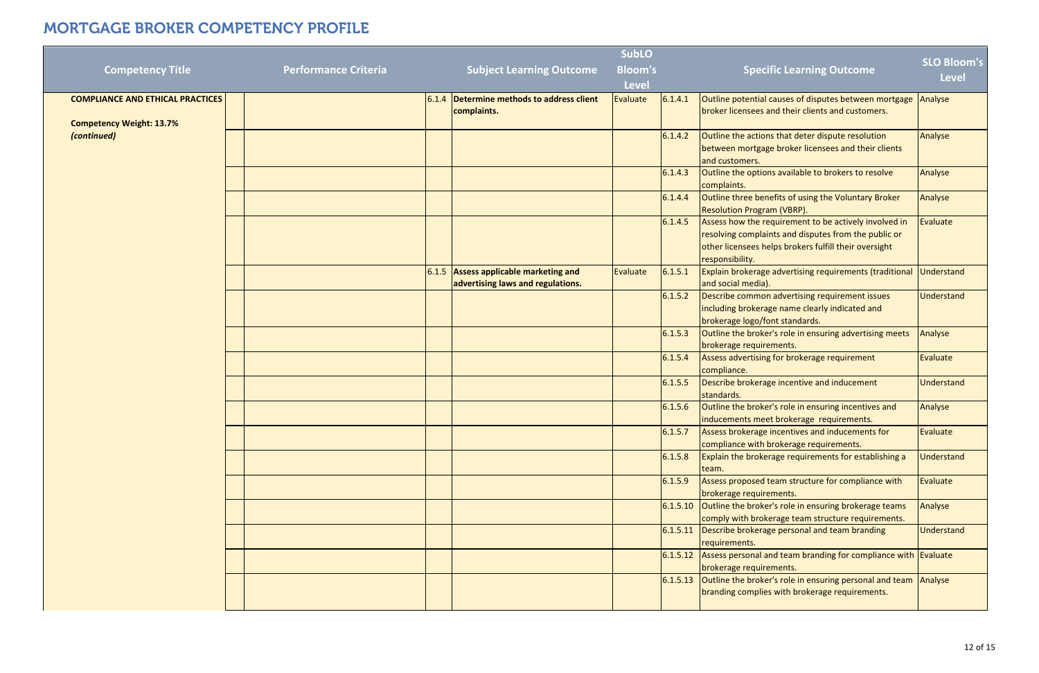# MORTGAGE BROKER COMPETENCY PROFILE

| Competency Title | | Performance Criteria | | Subject Learning Outcome | SubLO Bloom's Level | | Specific Learning Outcome | SLO Bloom's Level |
|---|---|---|---|---|---|---|---|---|
| **COMPLIANCE AND ETHICAL PRACTICES**<br><br>**Competency Weight: 13.7%**<br>***(continued)*** | | | 6.1.4 | **Determine methods to address client complaints.** | Evaluate | 6.1.4.1 | Outline potential causes of disputes between mortgage broker licensees and their clients and customers. | Analyse |
| | | | | | | 6.1.4.2 | Outline the actions that deter dispute resolution between mortgage broker licensees and their clients and customers. | Analyse |
| | | | | | | 6.1.4.3 | Outline the options available to brokers to resolve complaints. | Analyse |
| | | | | | | 6.1.4.4 | Outline three benefits of using the Voluntary Broker Resolution Program (VBRP). | Analyse |
| | | | | | | 6.1.4.5 | Assess how the requirement to be actively involved in resolving complaints and disputes from the public or other licensees helps brokers fulfill their oversight responsibility. | Evaluate |
| | | | 6.1.5 | **Assess applicable marketing and advertising laws and regulations.** | Evaluate | 6.1.5.1 | Explain brokerage advertising requirements (traditional and social media). | Understand |
| | | | | | | 6.1.5.2 | Describe common advertising requirement issues including brokerage name clearly indicated and brokerage logo/font standards. | Understand |
| | | | | | | 6.1.5.3 | Outline the broker's role in ensuring advertising meets brokerage requirements. | Analyse |
| | | | | | | 6.1.5.4 | Assess advertising for brokerage requirement compliance. | Evaluate |
| | | | | | | 6.1.5.5 | Describe brokerage incentive and inducement standards. | Understand |
| | | | | | | 6.1.5.6 | Outline the broker's role in ensuring incentives and inducements meet brokerage requirements. | Analyse |
| | | | | | | 6.1.5.7 | Assess brokerage incentives and inducements for compliance with brokerage requirements. | Evaluate |
| | | | | | | 6.1.5.8 | Explain the brokerage requirements for establishing a team. | Understand |
| | | | | | | 6.1.5.9 | Assess proposed team structure for compliance with brokerage requirements. | Evaluate |
| | | | | | | 6.1.5.10 | Outline the broker's role in ensuring brokerage teams comply with brokerage team structure requirements. | Analyse |
| | | | | | | 6.1.5.11 | Describe brokerage personal and team branding requirements. | Understand |
| | | | | | | 6.1.5.12 | Assess personal and team branding for compliance with brokerage requirements. | Evaluate |
| | | | | | | 6.1.5.13 | Outline the broker's role in ensuring personal and team branding complies with brokerage requirements. | Analyse |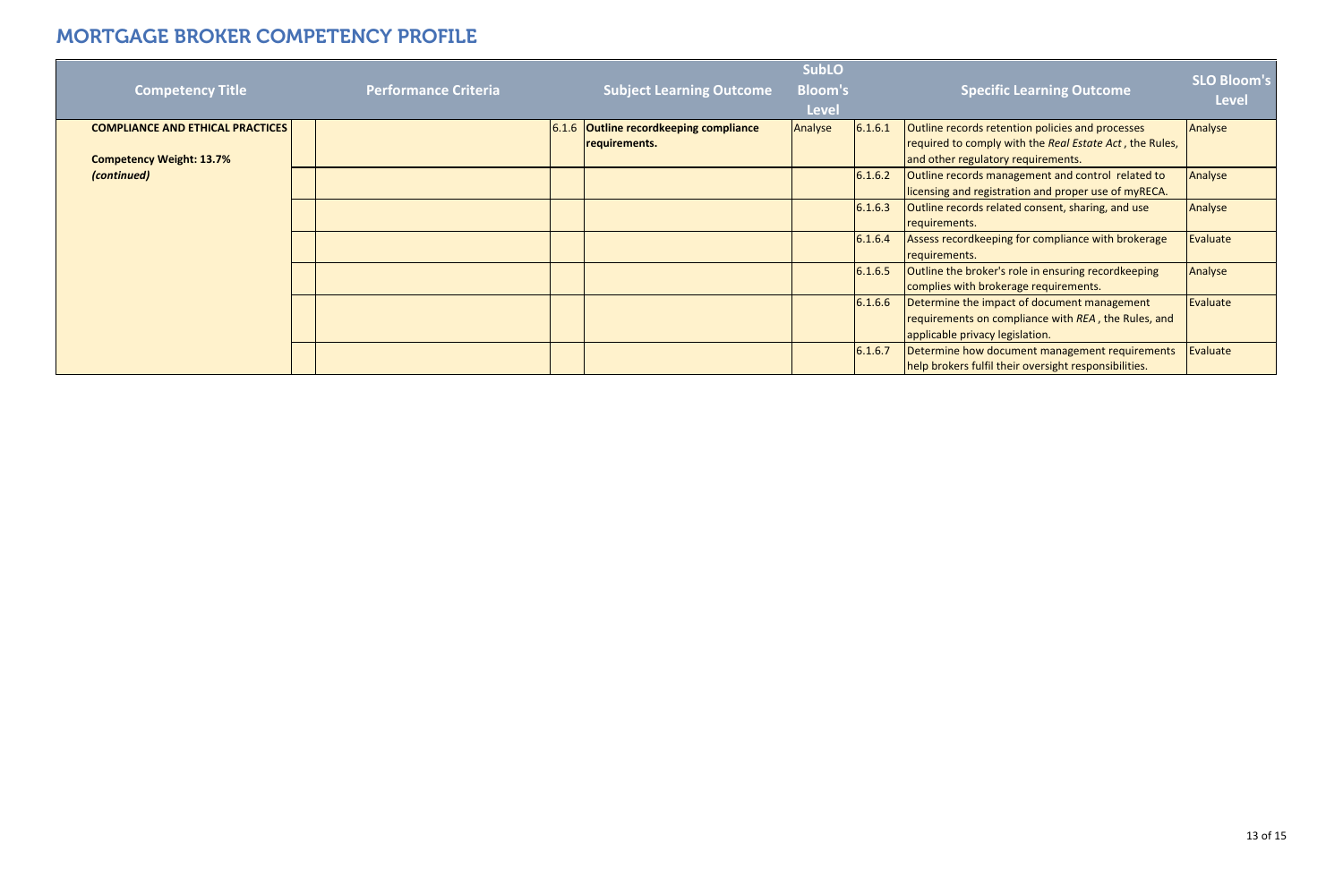# MORTGAGE BROKER COMPETENCY PROFILE

| Competency Title | | Performance Criteria | | Subject Learning Outcome | SubLO Bloom's Level | | Specific Learning Outcome | SLO Bloom's Level |
|---|---|---|---|---|---|---|---|---|
| **COMPLIANCE AND ETHICAL PRACTICES**<br><br>**Competency Weight: 13.7%**<br><br>***(continued)*** | | | 6.1.6 | **Outline recordkeeping compliance requirements.** | Analyse | 6.1.6.1 | Outline records retention policies and processes required to comply with the *Real Estate Act*, the Rules, and other regulatory requirements. | Analyse |
| | | | | | | 6.1.6.2 | Outline records management and control related to licensing and registration and proper use of myRECA. | Analyse |
| | | | | | | 6.1.6.3 | Outline records related consent, sharing, and use requirements. | Analyse |
| | | | | | | 6.1.6.4 | Assess recordkeeping for compliance with brokerage requirements. | Evaluate |
| | | | | | | 6.1.6.5 | Outline the broker's role in ensuring recordkeeping complies with brokerage requirements. | Analyse |
| | | | | | | 6.1.6.6 | Determine the impact of document management requirements on compliance with *REA*, the Rules, and applicable privacy legislation. | Evaluate |
| | | | | | | 6.1.6.7 | Determine how document management requirements help brokers fulfil their oversight responsibilities. | Evaluate |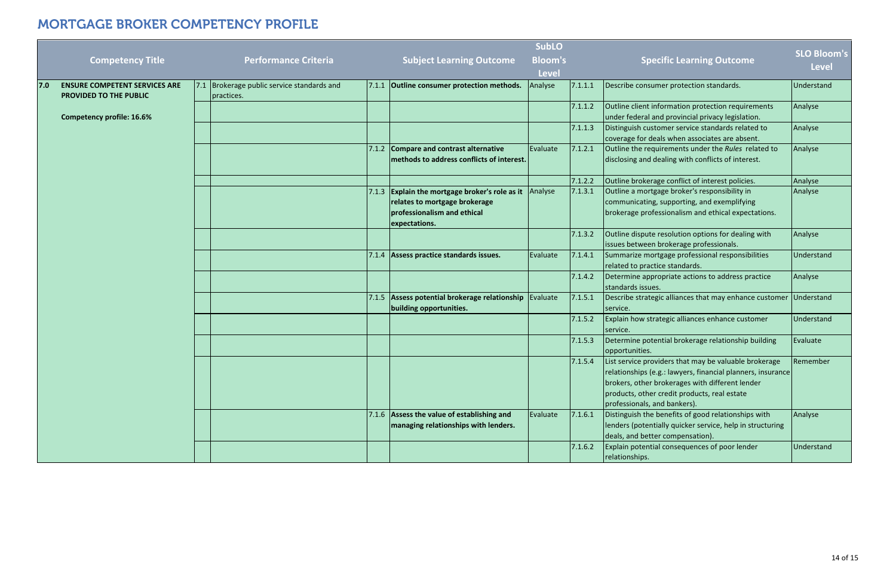# MORTGAGE BROKER COMPETENCY PROFILE

| | Competency Title | | Performance Criteria | | Subject Learning Outcome | SubLO Bloom's Level | | Specific Learning Outcome | SLO Bloom's Level |
|---|---|---|---|---|---|---|---|---|---|
| 7.0 | **ENSURE COMPETENT SERVICES ARE PROVIDED TO THE PUBLIC**<br><br>**Competency profile: 16.6%** | 7.1 | Brokerage public service standards and practices. | 7.1.1 | **Outline consumer protection methods.** | Analyse | 7.1.1.1 | Describe consumer protection standards. | Understand |
| | | | | | | | 7.1.1.2 | Outline client information protection requirements under federal and provincial privacy legislation. | Analyse |
| | | | | | | | 7.1.1.3 | Distinguish customer service standards related to coverage for deals when associates are absent. | Analyse |
| | | | | 7.1.2 | **Compare and contrast alternative methods to address conflicts of interest.** | Evaluate | 7.1.2.1 | Outline the requirements under the *Rules* related to disclosing and dealing with conflicts of interest. | Analyse |
| | | | | | | | 7.1.2.2 | Outline brokerage conflict of interest policies. | Analyse |
| | | | | 7.1.3 | **Explain the mortgage broker's role as it relates to mortgage brokerage professionalism and ethical expectations.** | Analyse | 7.1.3.1 | Outline a mortgage broker's responsibility in communicating, supporting, and exemplifying brokerage professionalism and ethical expectations. | Analyse |
| | | | | | | | 7.1.3.2 | Outline dispute resolution options for dealing with issues between brokerage professionals. | Analyse |
| | | | | 7.1.4 | **Assess practice standards issues.** | Evaluate | 7.1.4.1 | Summarize mortgage professional responsibilities related to practice standards. | Understand |
| | | | | | | | 7.1.4.2 | Determine appropriate actions to address practice standards issues. | Analyse |
| | | | | 7.1.5 | **Assess potential brokerage relationship building opportunities.** | Evaluate | 7.1.5.1 | Describe strategic alliances that may enhance customer service. | Understand |
| | | | | | | | 7.1.5.2 | Explain how strategic alliances enhance customer service. | Understand |
| | | | | | | | 7.1.5.3 | Determine potential brokerage relationship building opportunities. | Evaluate |
| | | | | | | | 7.1.5.4 | List service providers that may be valuable brokerage relationships (e.g.: lawyers, financial planners, insurance brokers, other brokerages with different lender products, other credit products, real estate professionals, and bankers). | Remember |
| | | | | 7.1.6 | **Assess the value of establishing and managing relationships with lenders.** | Evaluate | 7.1.6.1 | Distinguish the benefits of good relationships with lenders (potentially quicker service, help in structuring deals, and better compensation). | Analyse |
| | | | | | | | 7.1.6.2 | Explain potential consequences of poor lender relationships. | Understand |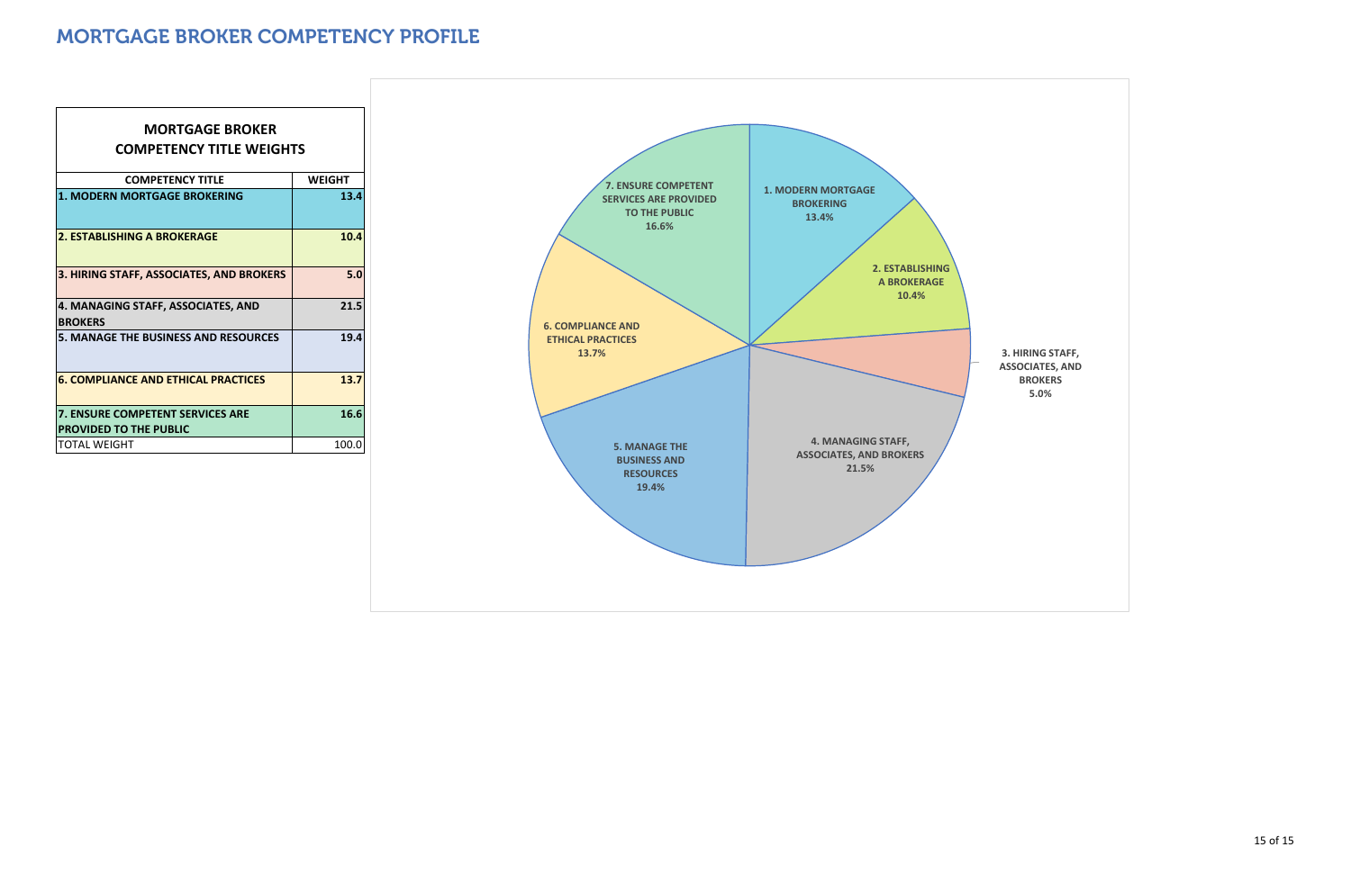# MORTGAGE BROKER COMPETENCY PROFILE

| MORTGAGE BROKER COMPETENCY TITLE WEIGHTS | |
|---|---|
| **COMPETENCY TITLE** | **WEIGHT** |
| **1. MODERN MORTGAGE BROKERING** | **13.4** |
| **2. ESTABLISHING A BROKERAGE** | **10.4** |
| **3. HIRING STAFF, ASSOCIATES, AND BROKERS** | **5.0** |
| **4. MANAGING STAFF, ASSOCIATES, AND BROKERS** | **21.5** |
| **5. MANAGE THE BUSINESS AND RESOURCES** | **19.4** |
| **6. COMPLIANCE AND ETHICAL PRACTICES** | **13.7** |
| **7. ENSURE COMPETENT SERVICES ARE PROVIDED TO THE PUBLIC** | **16.6** |
| TOTAL WEIGHT | 100.0 |

1. MODERN MORTGAGE BROKERING 13.4%

2. ESTABLISHING A BROKERAGE 10.4%

3. HIRING STAFF, ASSOCIATES, AND BROKERS 5.0%

4. MANAGING STAFF, ASSOCIATES, AND BROKERS 21.5%

5. MANAGE THE BUSINESS AND RESOURCES 19.4%

6. COMPLIANCE AND ETHICAL PRACTICES 13.7%

7. ENSURE COMPETENT SERVICES ARE PROVIDED TO THE PUBLIC 16.6%